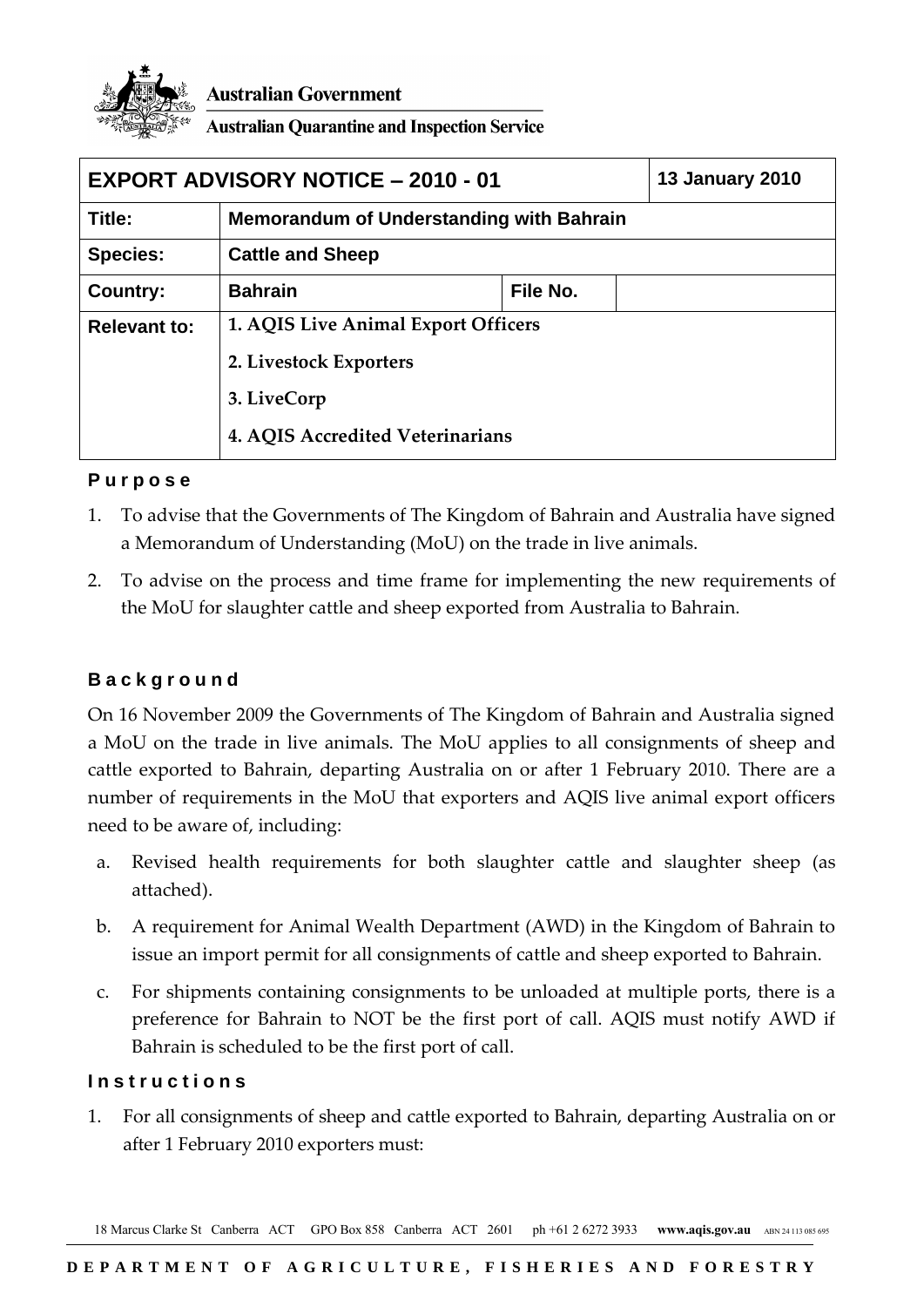Australian Government

Australian Quarantine and Inspection Service

| EXPORT ADVISORY NOTICE – 2010 - 01 | | | 13 January 2010 |
|---|---|---|---|
| **Title:** | **Memorandum of Understanding with Bahrain** | | |
| **Species:** | **Cattle and Sheep** | | |
| **Country:** | **Bahrain** | **File No.** | |
| **Relevant to:** | **1. AQIS Live Animal Export Officers**<br>**2. Livestock Exporters**<br>**3. LiveCorp**<br>**4. AQIS Accredited Veterinarians** | | |

## Purpose

1. To advise that the Governments of The Kingdom of Bahrain and Australia have signed a Memorandum of Understanding (MoU) on the trade in live animals.
2. To advise on the process and time frame for implementing the new requirements of the MoU for slaughter cattle and sheep exported from Australia to Bahrain.

## Background

On 16 November 2009 the Governments of The Kingdom of Bahrain and Australia signed a MoU on the trade in live animals. The MoU applies to all consignments of sheep and cattle exported to Bahrain, departing Australia on or after 1 February 2010. There are a number of requirements in the MoU that exporters and AQIS live animal export officers need to be aware of, including:

a. Revised health requirements for both slaughter cattle and slaughter sheep (as attached).
b. A requirement for Animal Wealth Department (AWD) in the Kingdom of Bahrain to issue an import permit for all consignments of cattle and sheep exported to Bahrain.
c. For shipments containing consignments to be unloaded at multiple ports, there is a preference for Bahrain to NOT be the first port of call. AQIS must notify AWD if Bahrain is scheduled to be the first port of call.

## Instructions

1. For all consignments of sheep and cattle exported to Bahrain, departing Australia on or after 1 February 2010 exporters must: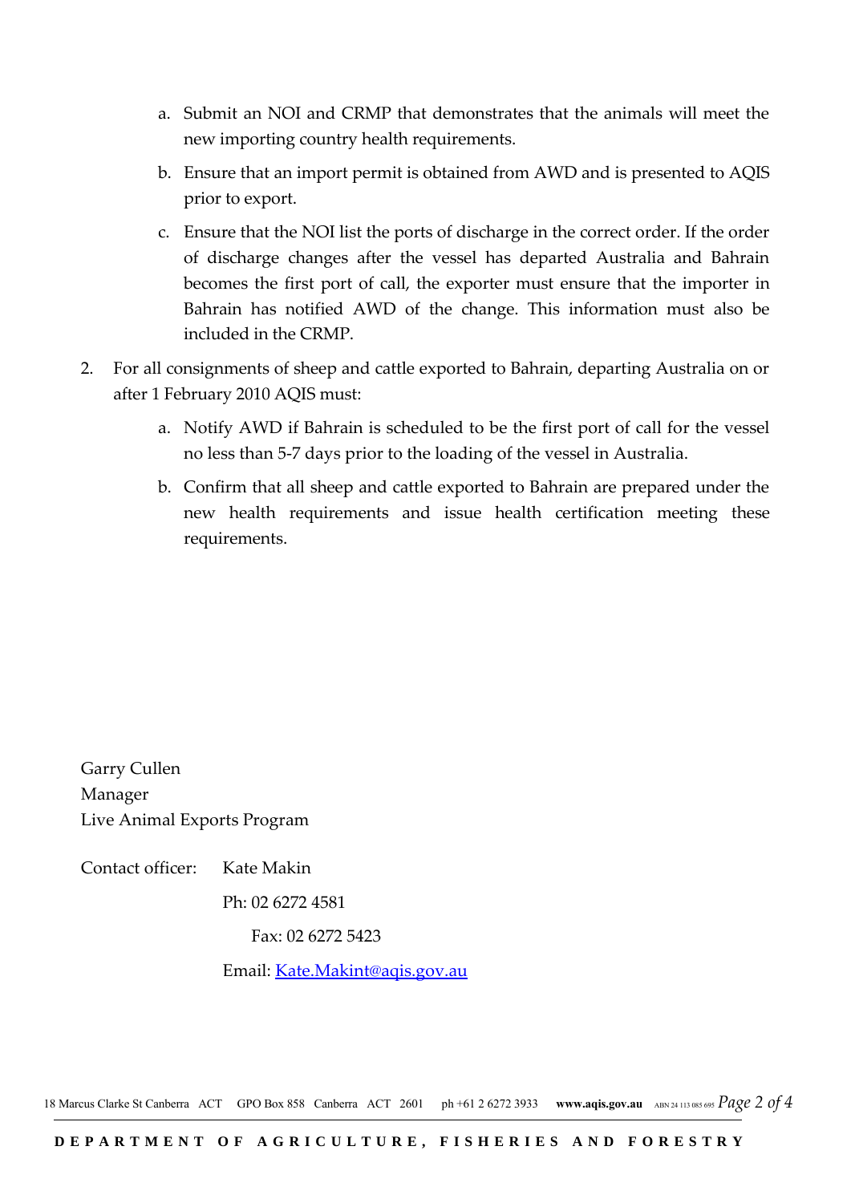a. Submit an NOI and CRMP that demonstrates that the animals will meet the new importing country health requirements.

   b. Ensure that an import permit is obtained from AWD and is presented to AQIS prior to export.

   c. Ensure that the NOI list the ports of discharge in the correct order. If the order of discharge changes after the vessel has departed Australia and Bahrain becomes the first port of call, the exporter must ensure that the importer in Bahrain has notified AWD of the change. This information must also be included in the CRMP.

2. For all consignments of sheep and cattle exported to Bahrain, departing Australia on or after 1 February 2010 AQIS must:

   a. Notify AWD if Bahrain is scheduled to be the first port of call for the vessel no less than 5-7 days prior to the loading of the vessel in Australia.

   b. Confirm that all sheep and cattle exported to Bahrain are prepared under the new health requirements and issue health certification meeting these requirements.

Garry Cullen
Manager
Live Animal Exports Program

Contact officer: Kate Makin
Ph: 02 6272 4581
Fax: 02 6272 5423
Email: Kate.Makint@aqis.gov.au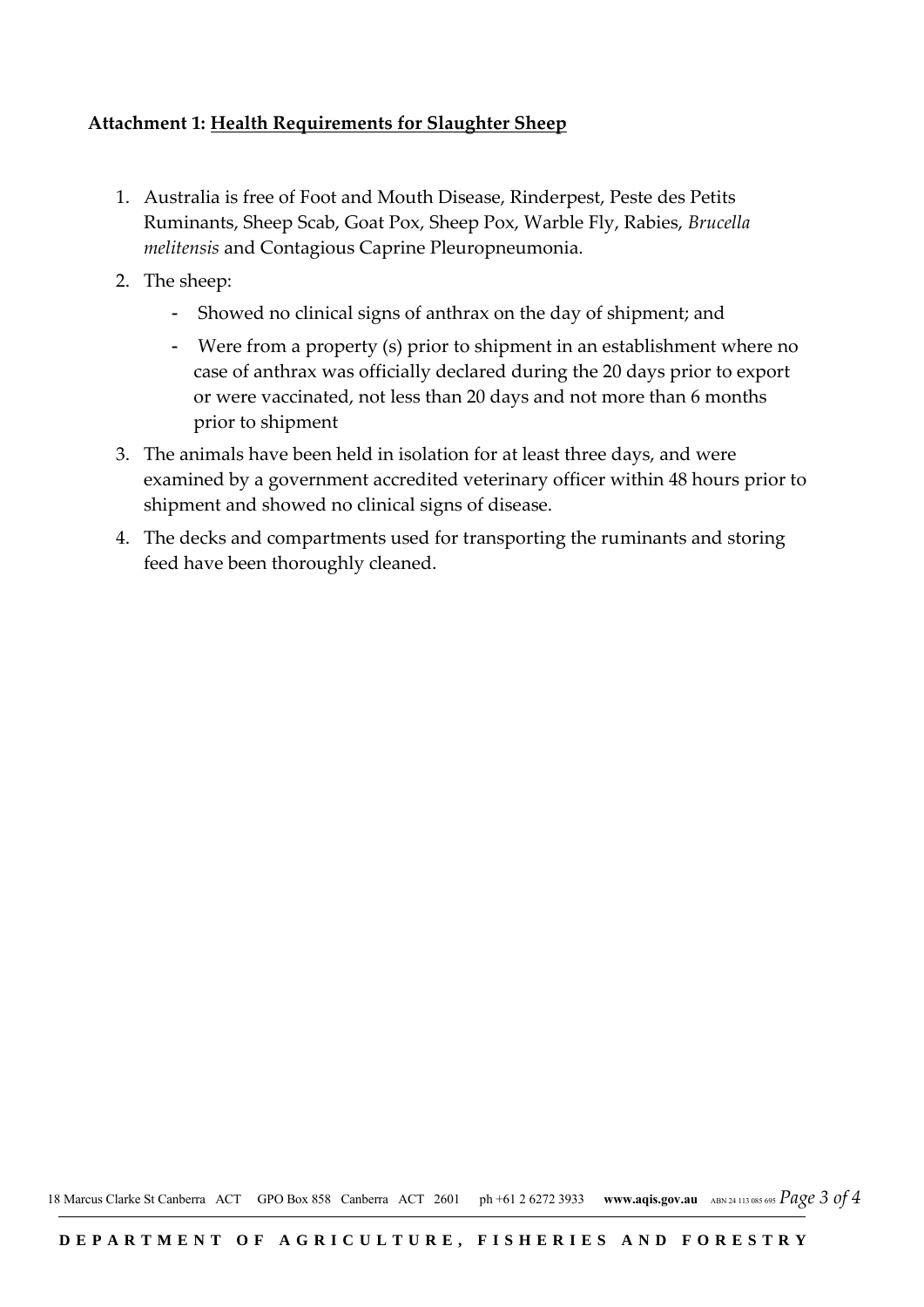**Attachment 1: Health Requirements for Slaughter Sheep**

1. Australia is free of Foot and Mouth Disease, Rinderpest, Peste des Petits Ruminants, Sheep Scab, Goat Pox, Sheep Pox, Warble Fly, Rabies, *Brucella melitensis* and Contagious Caprine Pleuropneumonia.
2. The sheep:
    - Showed no clinical signs of anthrax on the day of shipment; and
    - Were from a property (s) prior to shipment in an establishment where no case of anthrax was officially declared during the 20 days prior to export or were vaccinated, not less than 20 days and not more than 6 months prior to shipment
3. The animals have been held in isolation for at least three days, and were examined by a government accredited veterinary officer within 48 hours prior to shipment and showed no clinical signs of disease.
4. The decks and compartments used for transporting the ruminants and storing feed have been thoroughly cleaned.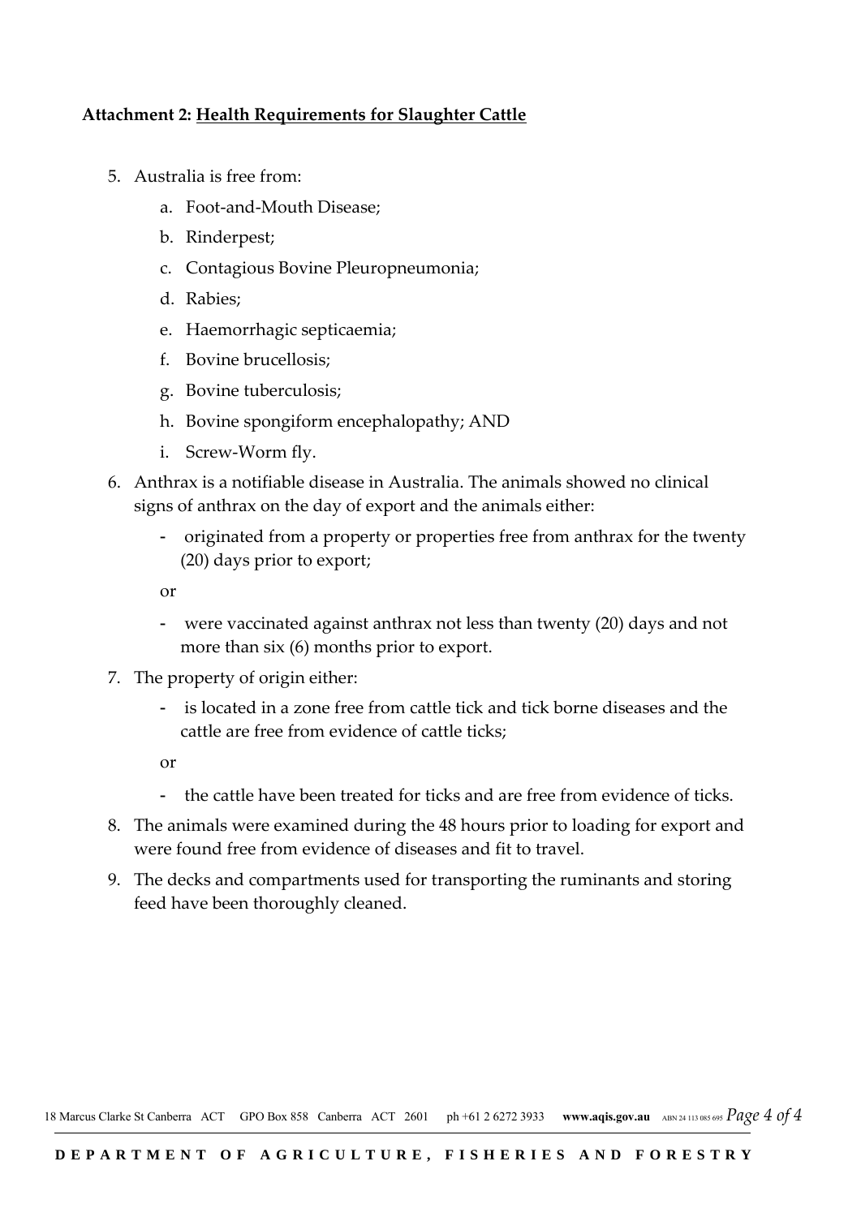**Attachment 2: <u>Health Requirements for Slaughter Cattle</u>**

5. Australia is free from:
    a. Foot-and-Mouth Disease;
    b. Rinderpest;
    c. Contagious Bovine Pleuropneumonia;
    d. Rabies;
    e. Haemorrhagic septicaemia;
    f. Bovine brucellosis;
    g. Bovine tuberculosis;
    h. Bovine spongiform encephalopathy; AND
    i. Screw-Worm fly.
6. Anthrax is a notifiable disease in Australia. The animals showed no clinical signs of anthrax on the day of export and the animals either:
    - originated from a property or properties free from anthrax for the twenty (20) days prior to export;

    or

    - were vaccinated against anthrax not less than twenty (20) days and not more than six (6) months prior to export.
7. The property of origin either:
    - is located in a zone free from cattle tick and tick borne diseases and the cattle are free from evidence of cattle ticks;

    or

    - the cattle have been treated for ticks and are free from evidence of ticks.
8. The animals were examined during the 48 hours prior to loading for export and were found free from evidence of diseases and fit to travel.
9. The decks and compartments used for transporting the ruminants and storing feed have been thoroughly cleaned.